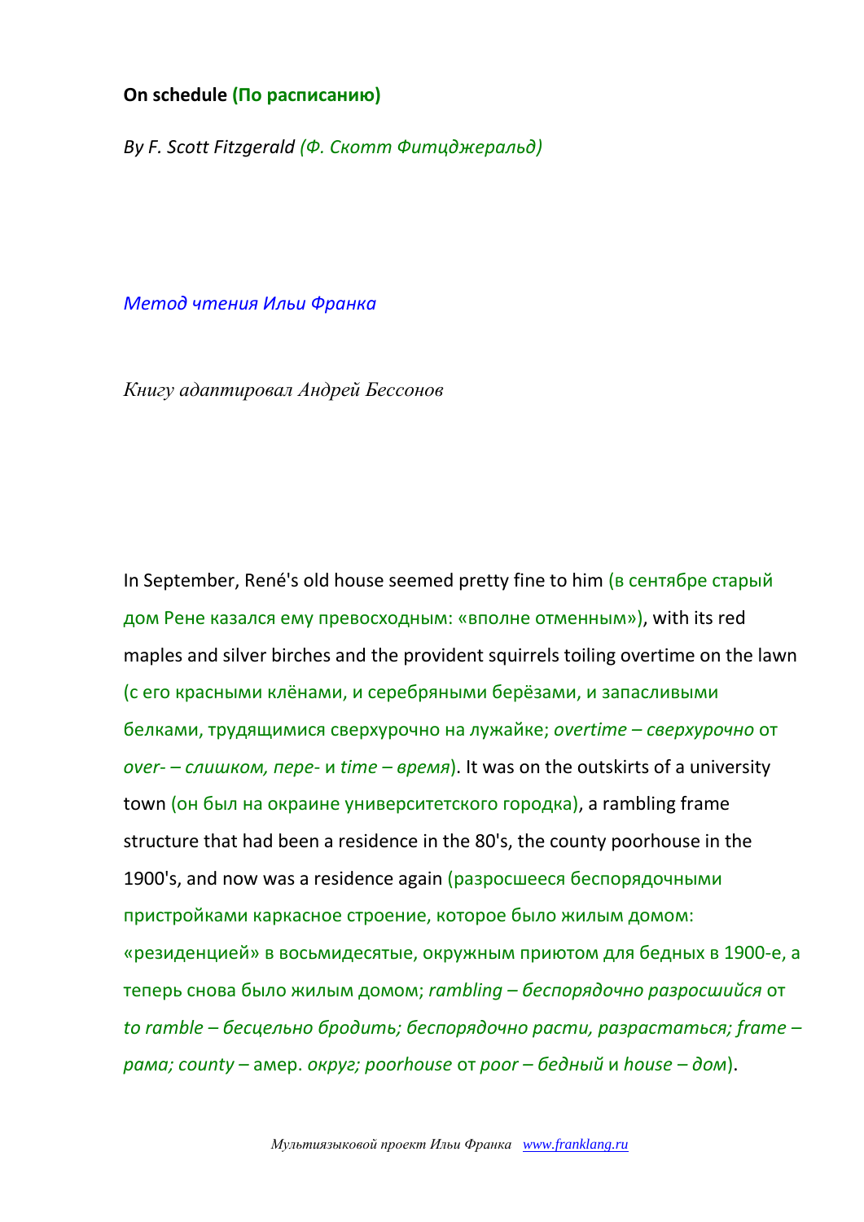**On schedule (По расписанию)**

*By F. Scott Fitzgerald (Ф. Скотт Фитцджеральд)*

*Метод чтения Ильи Франка*

*Книгу адаптировал Андрей Бессонов*

In September, René's old house seemed pretty fine to him (в сентябре старый дом Рене казался ему превосходным: «вполне отменным»), with its red maples and silver birches and the provident squirrels toiling overtime on the lawn (с его красными клёнами, и серебряными берёзами, и запасливыми белками, трудящимися сверхурочно на лужайке; *overtime – сверхурочно* от *over- – слишком, пере-* и *time – время*). It was on the outskirts of a university town (он был на окраине университетского городка), a rambling frame structure that had been a residence in the 80's, the county poorhouse in the 1900's, and now was a residence again (разросшееся беспорядочными пристройками каркасное строение, которое было жилым домом: «резиденцией» в восьмидесятые, окружным приютом для бедных в 1900-е, а теперь снова было жилым домом; *rambling – беспорядочно разросшийся* от *to ramble – бесцельно бродить; беспорядочно расти, разрастаться; frame – рама; county* – амер. *округ; poorhouse* от *poor – бедный* и *house – дом*).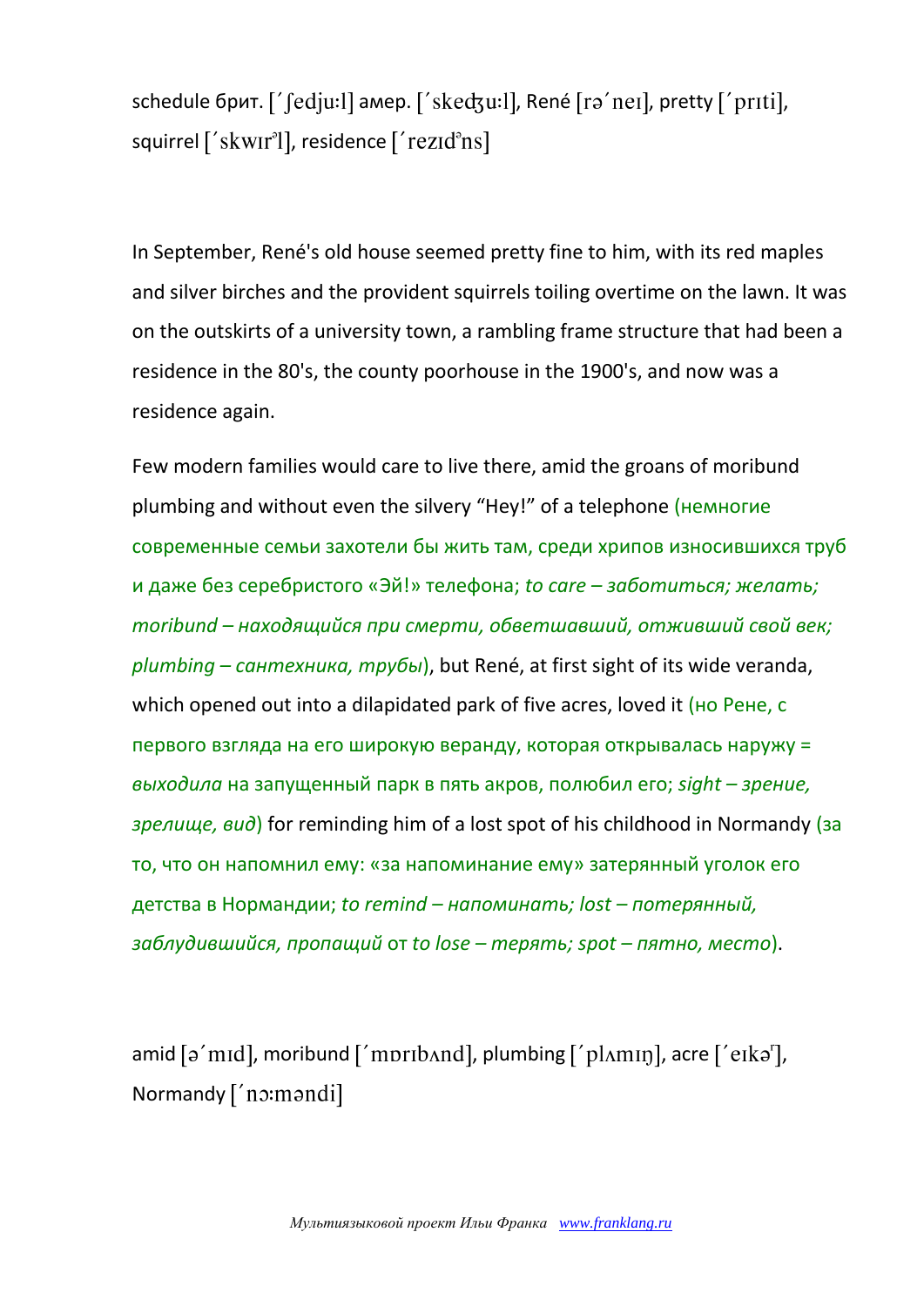schedule брит. [ˈʃedjuːl] амер. [ˈskedʒuːl], René [rəˈneɪ], pretty [ˈprɪti], squirrel [ˈskwɪrᵊl], residence [ˈrezɪdᵊns]

In September, René's old house seemed pretty fine to him, with its red maples and silver birches and the provident squirrels toiling overtime on the lawn. It was on the outskirts of a university town, a rambling frame structure that had been a residence in the 80's, the county poorhouse in the 1900's, and now was a residence again.

Few modern families would care to live there, amid the groans of moribund plumbing and without even the silvery “Hey!” of a telephone (немногие современные семьи захотели бы жить там, среди хрипов износившихся труб и даже без серебристого «Эй!» телефона; *to care – заботиться; желать; moribund – находящийся при смерти, обветшавший, отживший свой век; plumbing – сантехника, трубы*), but René, at first sight of its wide veranda, which opened out into a dilapidated park of five acres, loved it (но Рене, с первого взгляда на его широкую веранду, которая открывалась наружу = *выходила* на запущенный парк в пять акров, полюбил его; *sight – зрение, зрелище, вид*) for reminding him of a lost spot of his childhood in Normandy (за то, что он напомнил ему: «за напоминание ему» затерянный уголок его детства в Нормандии; *to remind – напоминать; lost – потерянный, заблудившийся, пропащий* от *to lose – терять; spot – пятно, место*).

amid [əˈmɪd], moribund [ˈmɒrɪbʌnd], plumbing [ˈplʌmɪŋ], acre [ˈeɪkəʳ], Normandy [ˈnɔːməndi]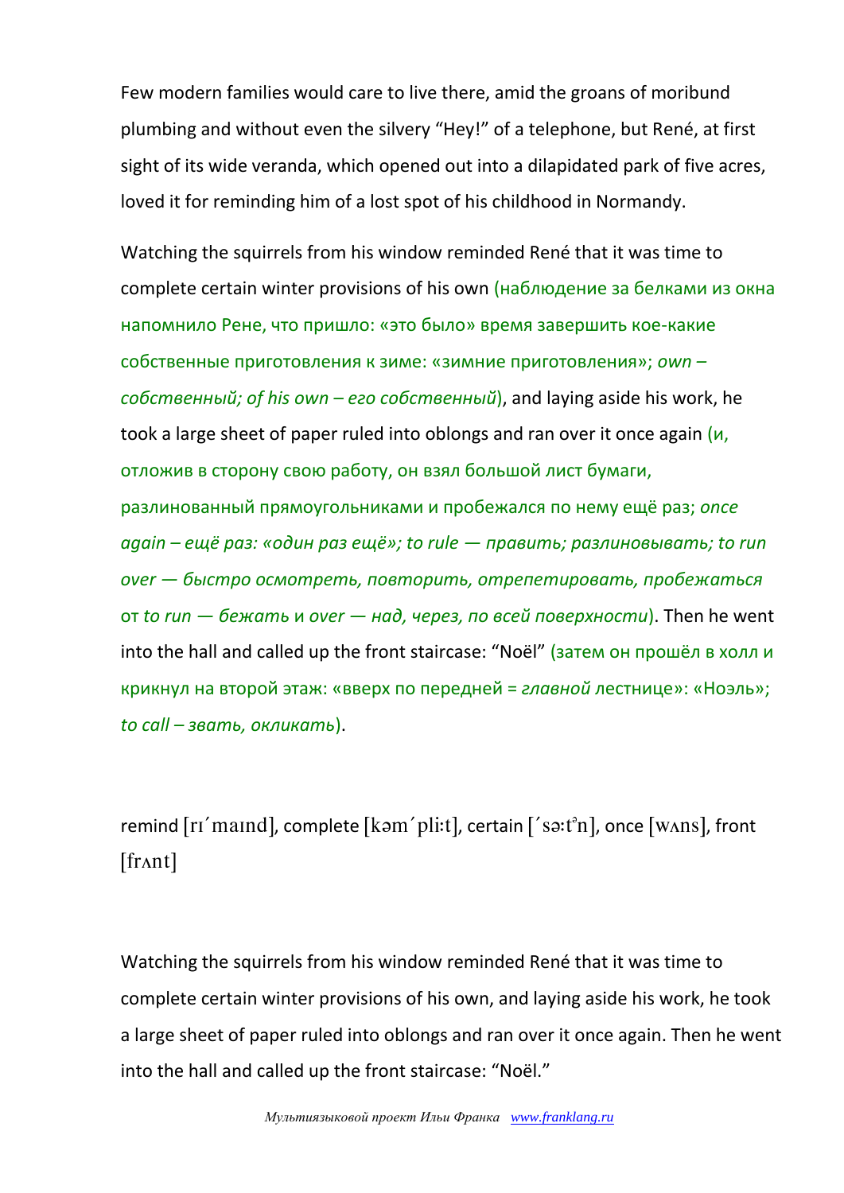Few modern families would care to live there, amid the groans of moribund plumbing and without even the silvery "Hey!" of a telephone, but René, at first sight of its wide veranda, which opened out into a dilapidated park of five acres, loved it for reminding him of a lost spot of his childhood in Normandy.

Watching the squirrels from his window reminded René that it was time to complete certain winter provisions of his own (наблюдение за белками из окна напомнило Рене, что пришло: «это было» время завершить кое-какие собственные приготовления к зиме: «зимние приготовления»; *own – собственный; of his own – его собственный*), and laying aside his work, he took a large sheet of paper ruled into oblongs and ran over it once again (и, отложив в сторону свою работу, он взял большой лист бумаги, разлинованный прямоугольниками и пробежался по нему ещё раз; *once again – ещё раз: «один раз ещё»; to rule — править; разлиновывать; to run over — быстро осмотреть, повторить, отрепетировать, пробежаться* от *to run — бежать* и *over — над, через, по всей поверхности*). Then he went into the hall and called up the front staircase: "Noël" (затем он прошёл в холл и крикнул на второй этаж: «вверх по передней = *главной* лестнице»: «Ноэль»; *to call – звать, окликать*).

remind [rɪˊmaɪnd], complete [kəmˊpliːt], certain [ˊsəːtᵊn], once [wʌns], front [frʌnt]

Watching the squirrels from his window reminded René that it was time to complete certain winter provisions of his own, and laying aside his work, he took a large sheet of paper ruled into oblongs and ran over it once again. Then he went into the hall and called up the front staircase: "Noël."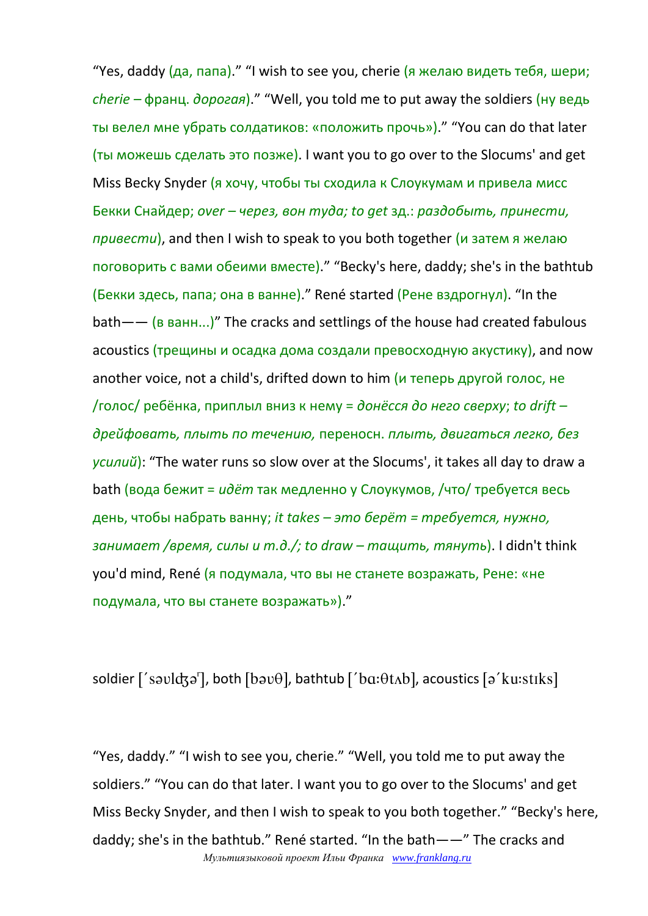“Yes, daddy (да, папа).” “I wish to see you, cherie (я желаю видеть тебя, шери; *cherie* – франц. *дорогая*).” “Well, you told me to put away the soldiers (ну ведь ты велел мне убрать солдатиков: «положить прочь»).” “You can do that later (ты можешь сделать это позже). I want you to go over to the Slocums' and get Miss Becky Snyder (я хочу, чтобы ты сходила к Слоукумам и привела мисс Бекки Снайдер; *over – через, вон туда; to get* зд.: *раздобыть, принести, привести*), and then I wish to speak to you both together (и затем я желаю поговорить с вами обеими вместе).” “Becky's here, daddy; she's in the bathtub (Бекки здесь, папа; она в ванне).” René started (Рене вздрогнул). “In the bath—— (в ванн...)” The cracks and settlings of the house had created fabulous acoustics (трещины и осадка дома создали превосходную акустику), and now another voice, not a child's, drifted down to him (и теперь другой голос, не /голос/ ребёнка, приплыл вниз к нему = *донёсся до него сверху*; *to drift – дрейфовать, плыть по течению,* переносн. *плыть, двигаться легко, без усилий*): “The water runs so slow over at the Slocums', it takes all day to draw a bath (вода бежит = *идёт* так медленно у Слоукумов, /что/ требуется весь день, чтобы набрать ванну; *it takes – это берёт = требуется, нужно, занимает /время, силы и т.д./; to draw – тащить, тянуть*). I didn't think you'd mind, René (я подумала, что вы не станете возражать, Рене: «не подумала, что вы станете возражать»).”

soldier [ˊsəʊlʤəʳ], both [bəʊθ], bathtub [ˊbɑ:θtʌb], acoustics [əˊku:stɪks]

“Yes, daddy.” “I wish to see you, cherie.” “Well, you told me to put away the soldiers.” “You can do that later. I want you to go over to the Slocums' and get Miss Becky Snyder, and then I wish to speak to you both together.” “Becky's here, daddy; she's in the bathtub.” René started. “In the bath——” The cracks and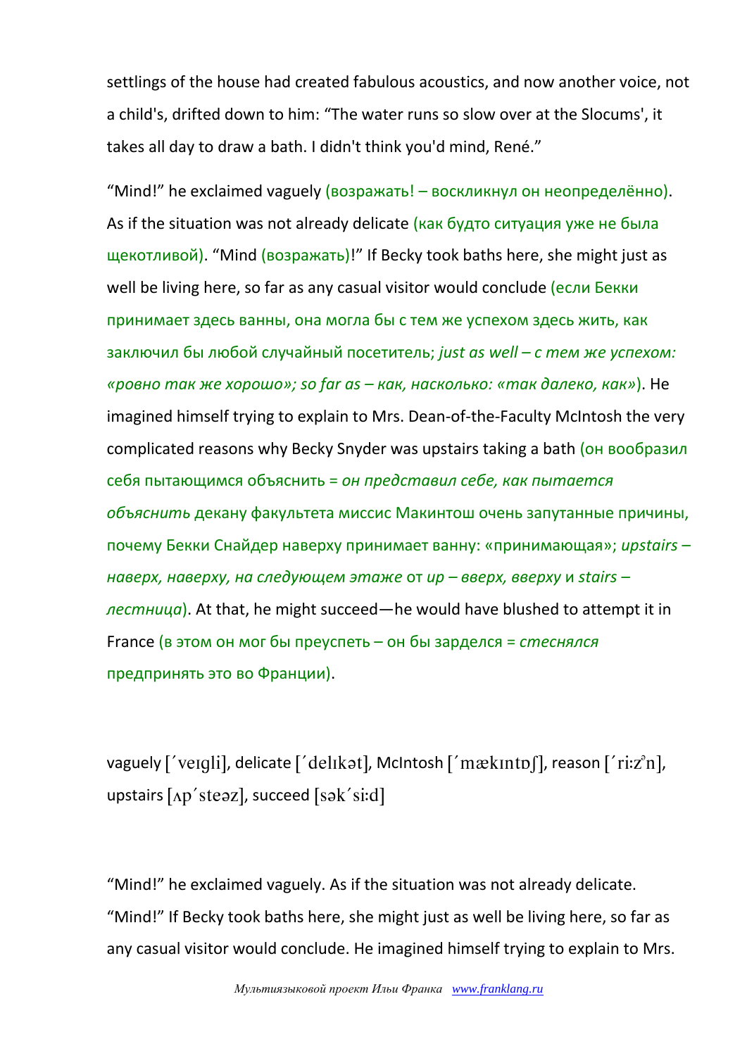settlings of the house had created fabulous acoustics, and now another voice, not a child's, drifted down to him: "The water runs so slow over at the Slocums', it takes all day to draw a bath. I didn't think you'd mind, René."

"Mind!" he exclaimed vaguely (возражать! – воскликнул он неопределённо). As if the situation was not already delicate (как будто ситуация уже не была щекотливой). "Mind (возражать)!" If Becky took baths here, she might just as well be living here, so far as any casual visitor would conclude (если Бекки принимает здесь ванны, она могла бы с тем же успехом здесь жить, как заключил бы любой случайный посетитель; *just as well – с тем же успехом: «ровно так же хорошо»; so far as – как, насколько: «так далеко, как»*). He imagined himself trying to explain to Mrs. Dean-of-the-Faculty McIntosh the very complicated reasons why Becky Snyder was upstairs taking a bath (он вообразил себя пытающимся объяснить = *он представил себе, как пытается объяснить* декану факультета миссис Макинтош очень запутанные причины, почему Бекки Снайдер наверху принимает ванну: «принимающая»; *upstairs – наверх, наверху, на следующем этаже* от *up – вверх, вверху* и *stairs – лестница*). At that, he might succeed—he would have blushed to attempt it in France (в этом он мог бы преуспеть – он бы зарделся = *стеснялся* предпринять это во Франции).

vaguely [ˊveɪgli], delicate [ˊdelɪkət], McIntosh [ˊmækɪntɒʃ], reason [ˊriːzᵊn], upstairs [ʌpˊsteəz], succeed [səkˊsiːd]

"Mind!" he exclaimed vaguely. As if the situation was not already delicate. "Mind!" If Becky took baths here, she might just as well be living here, so far as any casual visitor would conclude. He imagined himself trying to explain to Mrs.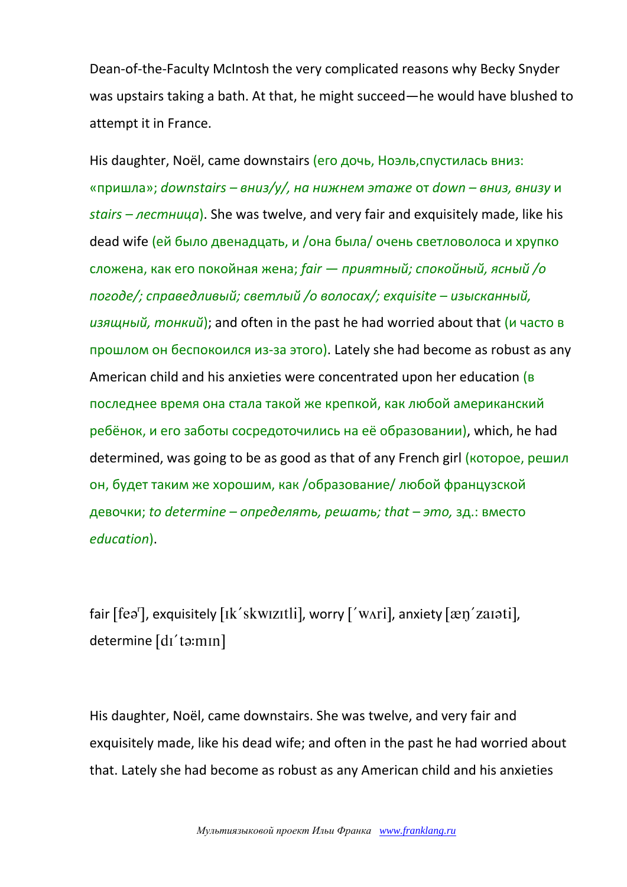Dean-of-the-Faculty McIntosh the very complicated reasons why Becky Snyder was upstairs taking a bath. At that, he might succeed—he would have blushed to attempt it in France.

His daughter, Noël, came downstairs (его дочь, Ноэль,спустилась вниз: «пришла»; *downstairs – вниз/у/, на нижнем этаже* от *down – вниз, внизу* и *stairs – лестница*). She was twelve, and very fair and exquisitely made, like his dead wife (ей было двенадцать, и /она была/ очень светловолоса и хрупко сложена, как его покойная жена; *fair — приятный; спокойный, ясный /о погоде/; справедливый; светлый /о волосах/; exquisite – изысканный, изящный, тонкий*); and often in the past he had worried about that (и часто в прошлом он беспокоился из-за этого). Lately she had become as robust as any American child and his anxieties were concentrated upon her education (в последнее время она стала такой же крепкой, как любой американский ребёнок, и его заботы сосредоточились на её образовании), which, he had determined, was going to be as good as that of any French girl (которое, решил он, будет таким же хорошим, как /образование/ любой французской девочки; *to determine – определять, решать; that – это,* зд.: вместо *education*).

fair [feəʳ], exquisitely [ɪk´skwɪzɪtli], worry [´wʌri], anxiety [æŋ´zaɪəti], determine [dɪ´tə:mɪn]

His daughter, Noël, came downstairs. She was twelve, and very fair and exquisitely made, like his dead wife; and often in the past he had worried about that. Lately she had become as robust as any American child and his anxieties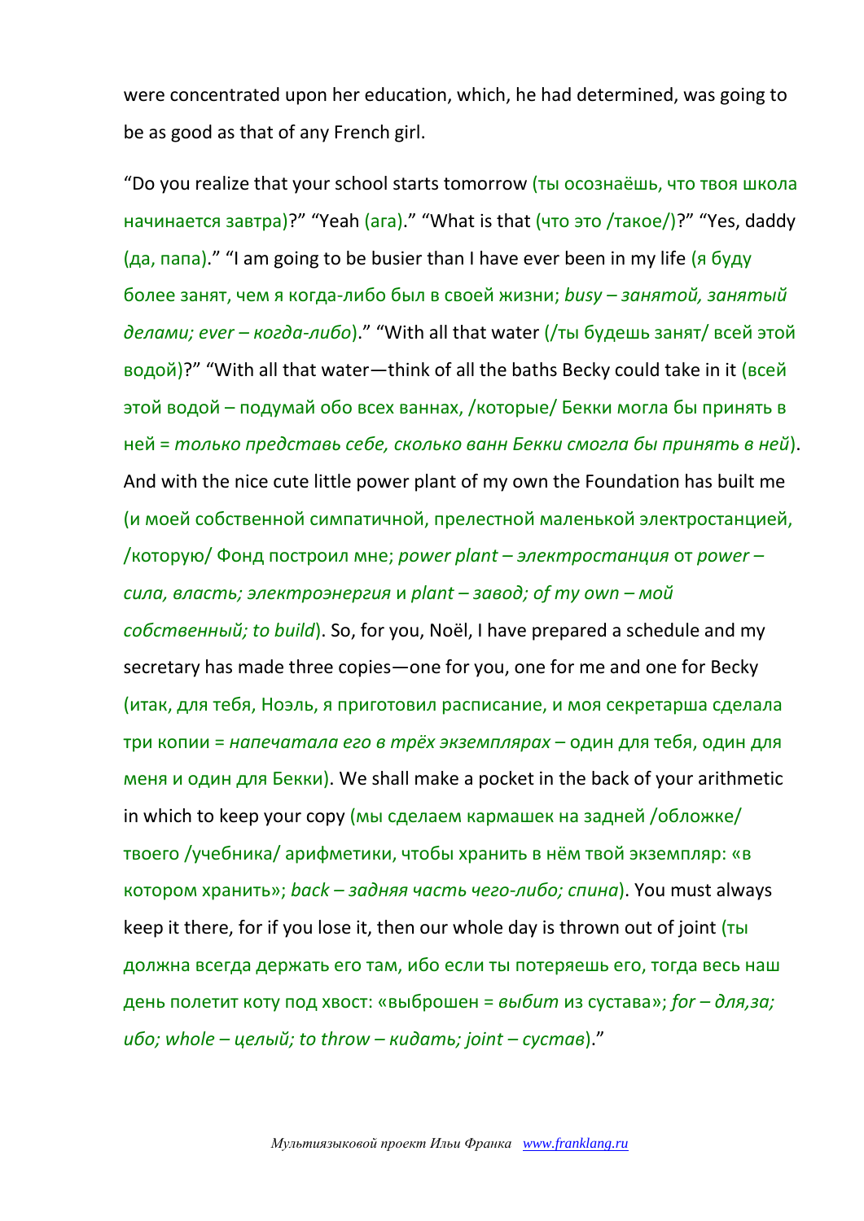were concentrated upon her education, which, he had determined, was going to be as good as that of any French girl.

“Do you realize that your school starts tomorrow (ты осознаёшь, что твоя школа начинается завтра)?” “Yeah (ага).” “What is that (что это /такое/)?” “Yes, daddy (да, папа).” “I am going to be busier than I have ever been in my life (я буду более занят, чем я когда-либо был в своей жизни; *busy – занятой, занятый делами; ever – когда-либо*).” “With all that water (/ты будешь занят/ всей этой водой)?” “With all that water—think of all the baths Becky could take in it (всей этой водой – подумай обо всех ваннах, /которые/ Бекки могла бы принять в ней = *только представь себе, сколько ванн Бекки смогла бы принять в ней*). And with the nice cute little power plant of my own the Foundation has built me (и моей собственной симпатичной, прелестной маленькой электростанцией, /которую/ Фонд построил мне; *power plant – электростанция* от *power – сила, власть; электроэнергия* и *plant – завод; of my own – мой собственный; to build*). So, for you, Noël, I have prepared a schedule and my secretary has made three copies—one for you, one for me and one for Becky (итак, для тебя, Ноэль, я приготовил расписание, и моя секретарша сделала три копии = *напечатала его в трёх экземплярах* – один для тебя, один для меня и один для Бекки). We shall make a pocket in the back of your arithmetic in which to keep your copy (мы сделаем кармашек на задней /обложке/ твоего /учебника/ арифметики, чтобы хранить в нём твой экземпляр: «в котором хранить»; *back – задняя часть чего-либо; спина*). You must always keep it there, for if you lose it, then our whole day is thrown out of joint (ты должна всегда держать его там, ибо если ты потеряешь его, тогда весь наш день полетит коту под хвост: «выброшен = *выбит* из сустава»; *for – для,за; ибо; whole – целый; to throw – кидать; joint – сустав*).”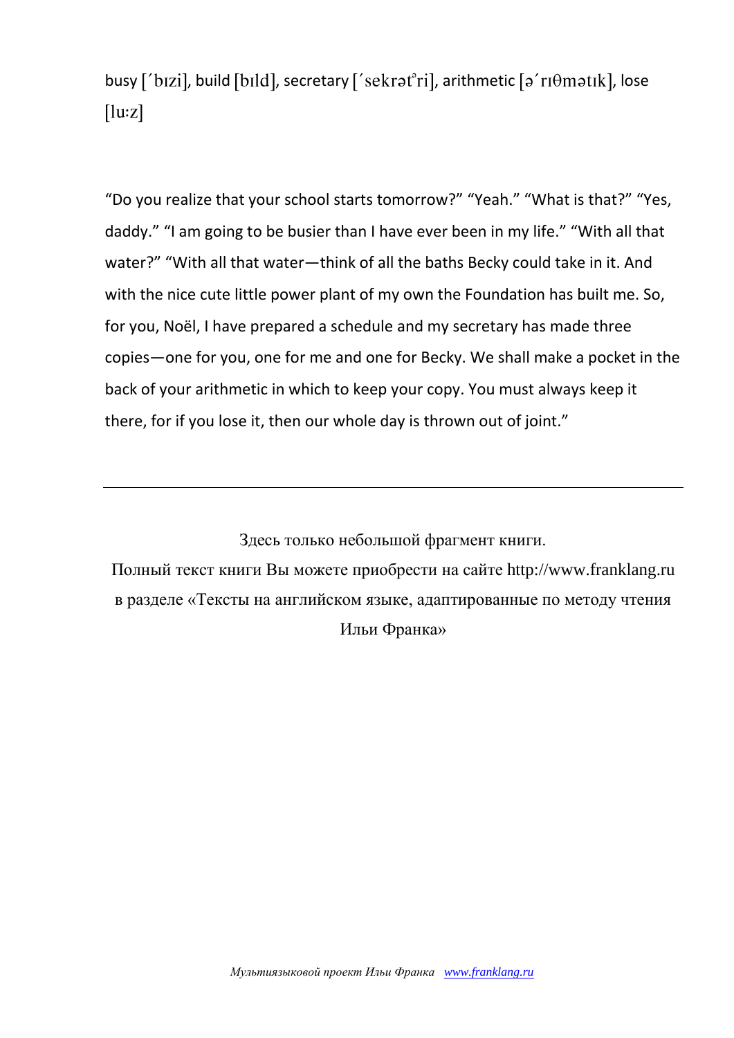busy [´bɪzi], build [bɪld], secretary [´sekrətᵊri], arithmetic [ə´rɪθmətɪk], lose [lu:z]

"Do you realize that your school starts tomorrow?" "Yeah." "What is that?" "Yes, daddy." "I am going to be busier than I have ever been in my life." "With all that water?" "With all that water—think of all the baths Becky could take in it. And with the nice cute little power plant of my own the Foundation has built me. So, for you, Noël, I have prepared a schedule and my secretary has made three copies—one for you, one for me and one for Becky. We shall make a pocket in the back of your arithmetic in which to keep your copy. You must always keep it there, for if you lose it, then our whole day is thrown out of joint."

---

Здесь только небольшой фрагмент книги.

Полный текст книги Вы можете приобрести на сайте http://www.franklang.ru в разделе «Тексты на английском языке, адаптированные по методу чтения Ильи Франка»